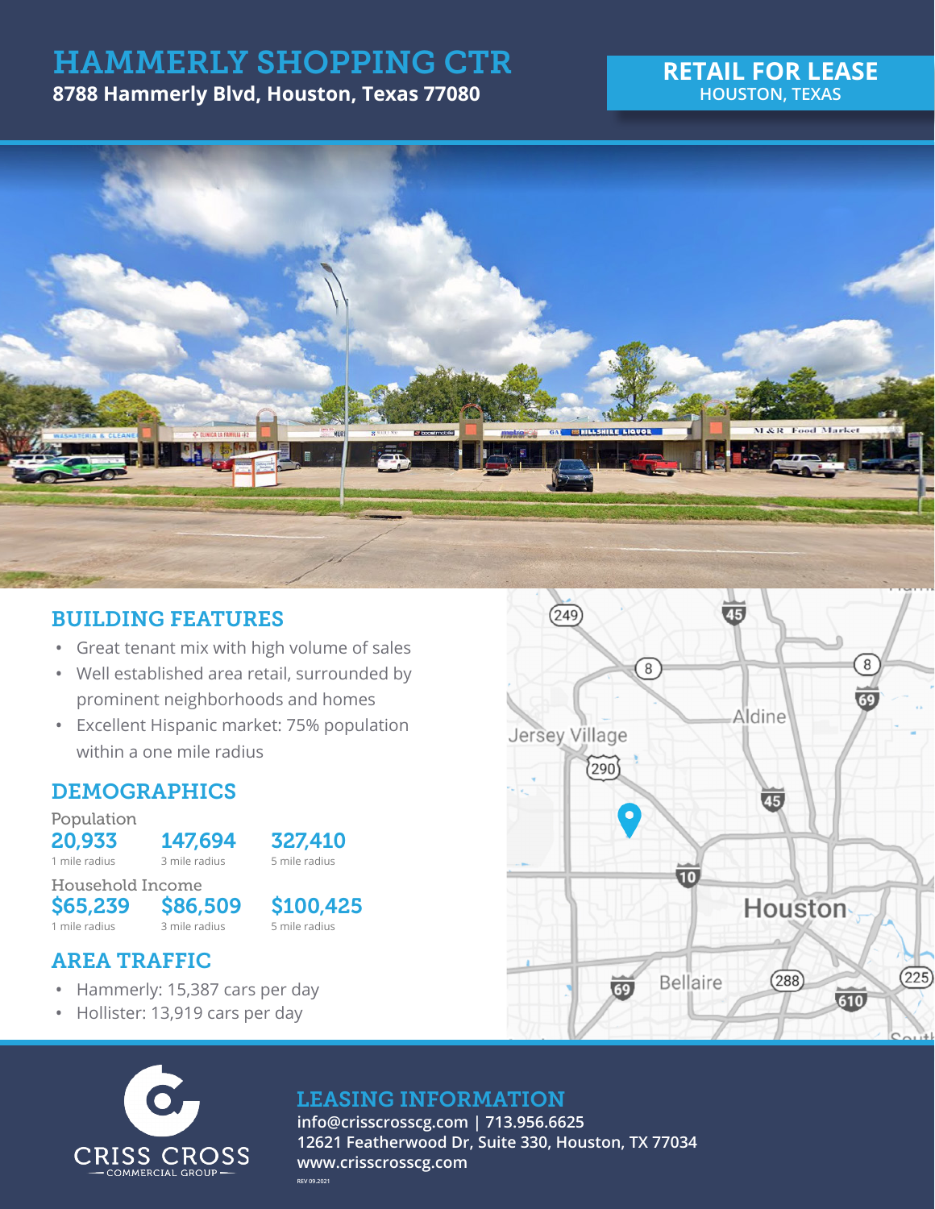# HAMMERLY SHOPPING CTR

**8788 Hammerly Blvd, Houston, Texas 77080**

**RETAIL FOR LEASE**
HOUSTON, TEXAS

## BUILDING FEATURES

- Great tenant mix with high volume of sales
- Well established area retail, surrounded by prominent neighborhoods and homes
- Excellent Hispanic market: 75% population within a one mile radius

## DEMOGRAPHICS

Population

| 20,933 | 147,694 | 327,410 |
|---|---|---|
| 1 mile radius | 3 mile radius | 5 mile radius |

Household Income

| $65,239 | $86,509 | $100,425 |
|---|---|---|
| 1 mile radius | 3 mile radius | 5 mile radius |

## AREA TRAFFIC

- Hammerly: 15,387 cars per day
- Hollister: 13,919 cars per day

CRISS CROSS
COMMERCIAL GROUP

## LEASING INFORMATION

**info@crisscrosscg.com | 713.956.6625**
**12621 Featherwood Dr, Suite 330, Houston, TX 77034**
**www.crisscrosscg.com**

REV 09.2021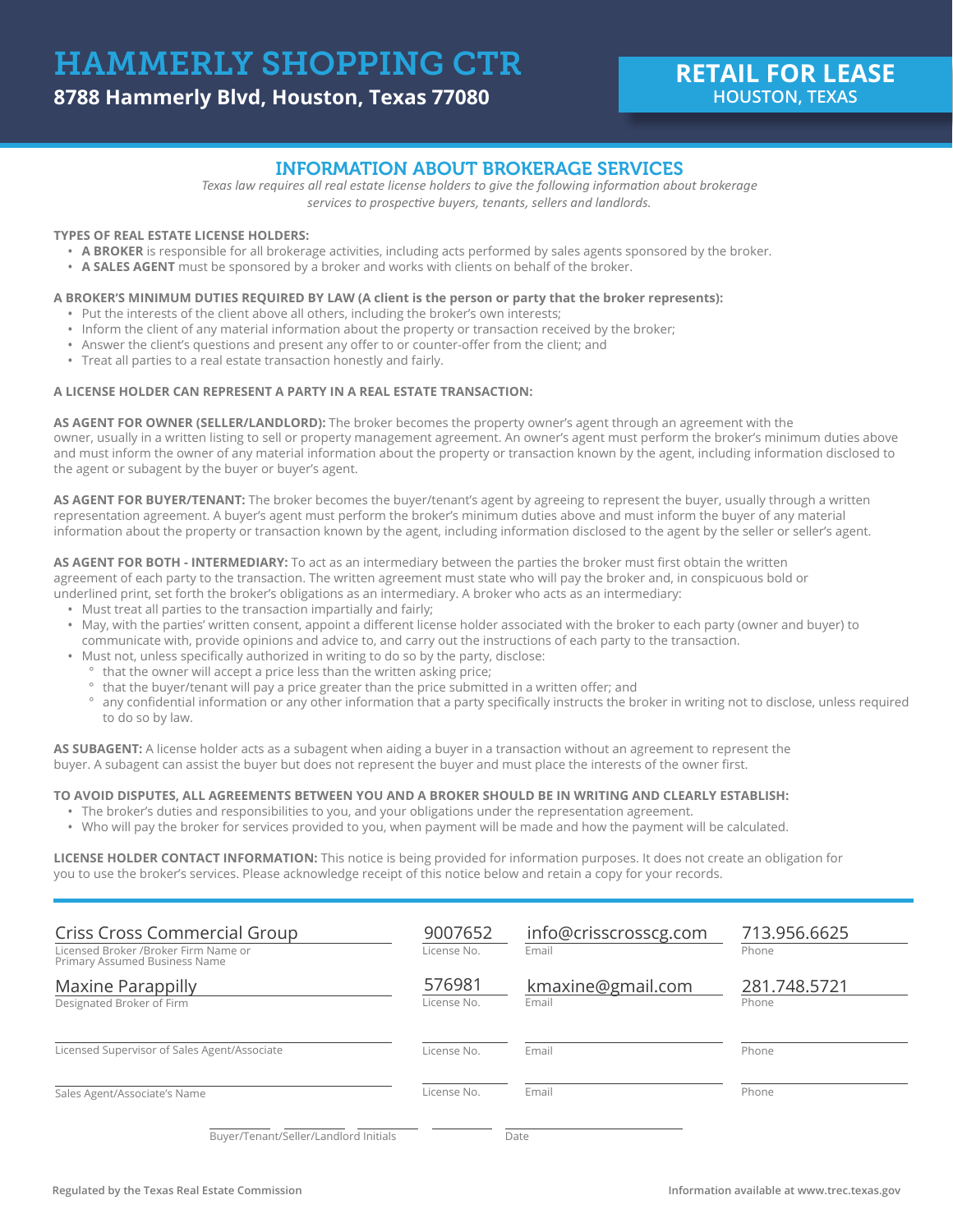# HAMMERLY SHOPPING CTR

**8788 Hammerly Blvd, Houston, Texas 77080**

**RETAIL FOR LEASE**
HOUSTON, TEXAS

## INFORMATION ABOUT BROKERAGE SERVICES

*Texas law requires all real estate license holders to give the following information about brokerage services to prospective buyers, tenants, sellers and landlords.*

**TYPES OF REAL ESTATE LICENSE HOLDERS:**

- **A BROKER** is responsible for all brokerage activities, including acts performed by sales agents sponsored by the broker.
- **A SALES AGENT** must be sponsored by a broker and works with clients on behalf of the broker.

**A BROKER'S MINIMUM DUTIES REQUIRED BY LAW (A client is the person or party that the broker represents):**

- Put the interests of the client above all others, including the broker's own interests;
- Inform the client of any material information about the property or transaction received by the broker;
- Answer the client's questions and present any offer to or counter-offer from the client; and
- Treat all parties to a real estate transaction honestly and fairly.

**A LICENSE HOLDER CAN REPRESENT A PARTY IN A REAL ESTATE TRANSACTION:**

**AS AGENT FOR OWNER (SELLER/LANDLORD):** The broker becomes the property owner's agent through an agreement with the owner, usually in a written listing to sell or property management agreement. An owner's agent must perform the broker's minimum duties above and must inform the owner of any material information about the property or transaction known by the agent, including information disclosed to the agent or subagent by the buyer or buyer's agent.

**AS AGENT FOR BUYER/TENANT:** The broker becomes the buyer/tenant's agent by agreeing to represent the buyer, usually through a written representation agreement. A buyer's agent must perform the broker's minimum duties above and must inform the buyer of any material information about the property or transaction known by the agent, including information disclosed to the agent by the seller or seller's agent.

**AS AGENT FOR BOTH - INTERMEDIARY:** To act as an intermediary between the parties the broker must first obtain the written agreement of each party to the transaction. The written agreement must state who will pay the broker and, in conspicuous bold or underlined print, set forth the broker's obligations as an intermediary. A broker who acts as an intermediary:

- Must treat all parties to the transaction impartially and fairly;
- May, with the parties' written consent, appoint a different license holder associated with the broker to each party (owner and buyer) to communicate with, provide opinions and advice to, and carry out the instructions of each party to the transaction.
- Must not, unless specifically authorized in writing to do so by the party, disclose:
  - that the owner will accept a price less than the written asking price;
  - that the buyer/tenant will pay a price greater than the price submitted in a written offer; and
  - any confidential information or any other information that a party specifically instructs the broker in writing not to disclose, unless required to do so by law.

**AS SUBAGENT:** A license holder acts as a subagent when aiding a buyer in a transaction without an agreement to represent the buyer. A subagent can assist the buyer but does not represent the buyer and must place the interests of the owner first.

**TO AVOID DISPUTES, ALL AGREEMENTS BETWEEN YOU AND A BROKER SHOULD BE IN WRITING AND CLEARLY ESTABLISH:**

- The broker's duties and responsibilities to you, and your obligations under the representation agreement.
- Who will pay the broker for services provided to you, when payment will be made and how the payment will be calculated.

**LICENSE HOLDER CONTACT INFORMATION:** This notice is being provided for information purposes. It does not create an obligation for you to use the broker's services. Please acknowledge receipt of this notice below and retain a copy for your records.

| | License No. | Email | Phone |
|---|---|---|---|
| Criss Cross Commercial Group<br>Licensed Broker /Broker Firm Name or Primary Assumed Business Name | 9007652 | info@crisscrosscg.com | 713.956.6625 |
| Maxine Parappilly<br>Designated Broker of Firm | 576981 | kmaxine@gmail.com | 281.748.5721 |
| Licensed Supervisor of Sales Agent/Associate | | | |
| Sales Agent/Associate's Name | | | |

Buyer/Tenant/Seller/Landlord Initials ______ ______ ______ ______ Date ______

Regulated by the Texas Real Estate Commission

Information available at www.trec.texas.gov